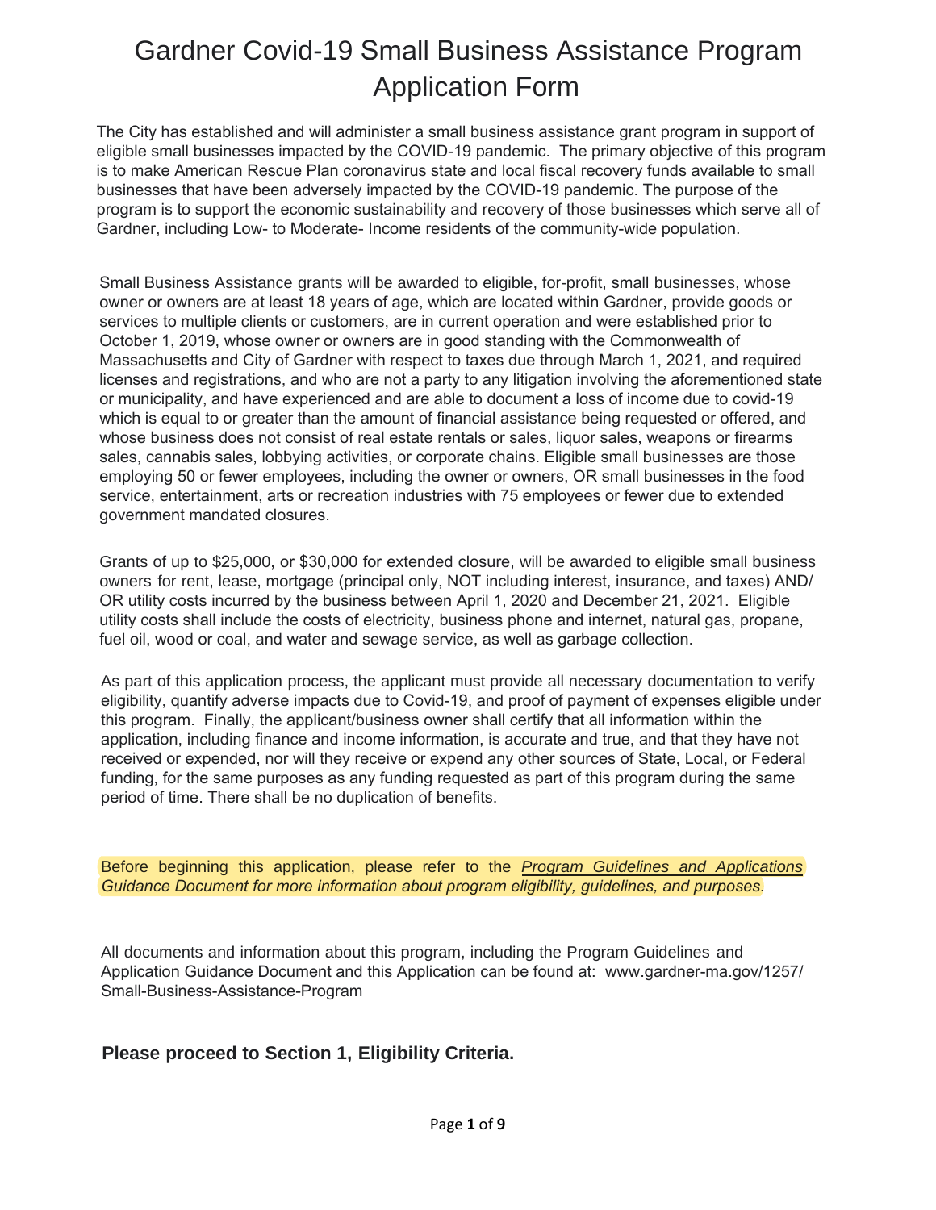# Gardner Covid-19 Small Business Assistance Program Application Form

The City has established and will administer a small business assistance grant program in support of eligible small businesses impacted by the COVID-19 pandemic. The primary objective of this program is to make American Rescue Plan coronavirus state and local fiscal recovery funds available to small businesses that have been adversely impacted by the COVID-19 pandemic. The purpose of the program is to support the economic sustainability and recovery of those businesses which serve all of Gardner, including Low- to Moderate- Income residents of the community-wide population.

Small Business Assistance grants will be awarded to eligible, for-profit, small businesses, whose owner or owners are at least 18 years of age, which are located within Gardner, provide goods or services to multiple clients or customers, are in current operation and were established prior to October 1, 2019, whose owner or owners are in good standing with the Commonwealth of Massachusetts and City of Gardner with respect to taxes due through March 1, 2021, and required licenses and registrations, and who are not a party to any litigation involving the aforementioned state or municipality, and have experienced and are able to document a loss of income due to covid-19 which is equal to or greater than the amount of financial assistance being requested or offered, and whose business does not consist of real estate rentals or sales, liquor sales, weapons or firearms sales, cannabis sales, lobbying activities, or corporate chains. Eligible small businesses are those employing 50 or fewer employees, including the owner or owners, OR small businesses in the food service, entertainment, arts or recreation industries with 75 employees or fewer due to extended government mandated closures.

Grants of up to $25,000, or $30,000 for extended closure, will be awarded to eligible small business owners for rent, lease, mortgage (principal only, NOT including interest, insurance, and taxes) AND/ OR utility costs incurred by the business between April 1, 2020 and December 21, 2021. Eligible utility costs shall include the costs of electricity, business phone and internet, natural gas, propane, fuel oil, wood or coal, and water and sewage service, as well as garbage collection.

As part of this application process, the applicant must provide all necessary documentation to verify eligibility, quantify adverse impacts due to Covid-19, and proof of payment of expenses eligible under this program. Finally, the applicant/business owner shall certify that all information within the application, including finance and income information, is accurate and true, and that they have not received or expended, nor will they receive or expend any other sources of State, Local, or Federal funding, for the same purposes as any funding requested as part of this program during the same period of time. There shall be no duplication of benefits.

Before beginning this application, please refer to the *Program Guidelines and Applications Guidance Document* *for more information about program eligibility, guidelines, and purposes.*

All documents and information about this program, including the Program Guidelines and Application Guidance Document and this Application can be found at: www.gardner-ma.gov/1257/Small-Business-Assistance-Program

**Please proceed to Section 1, Eligibility Criteria.**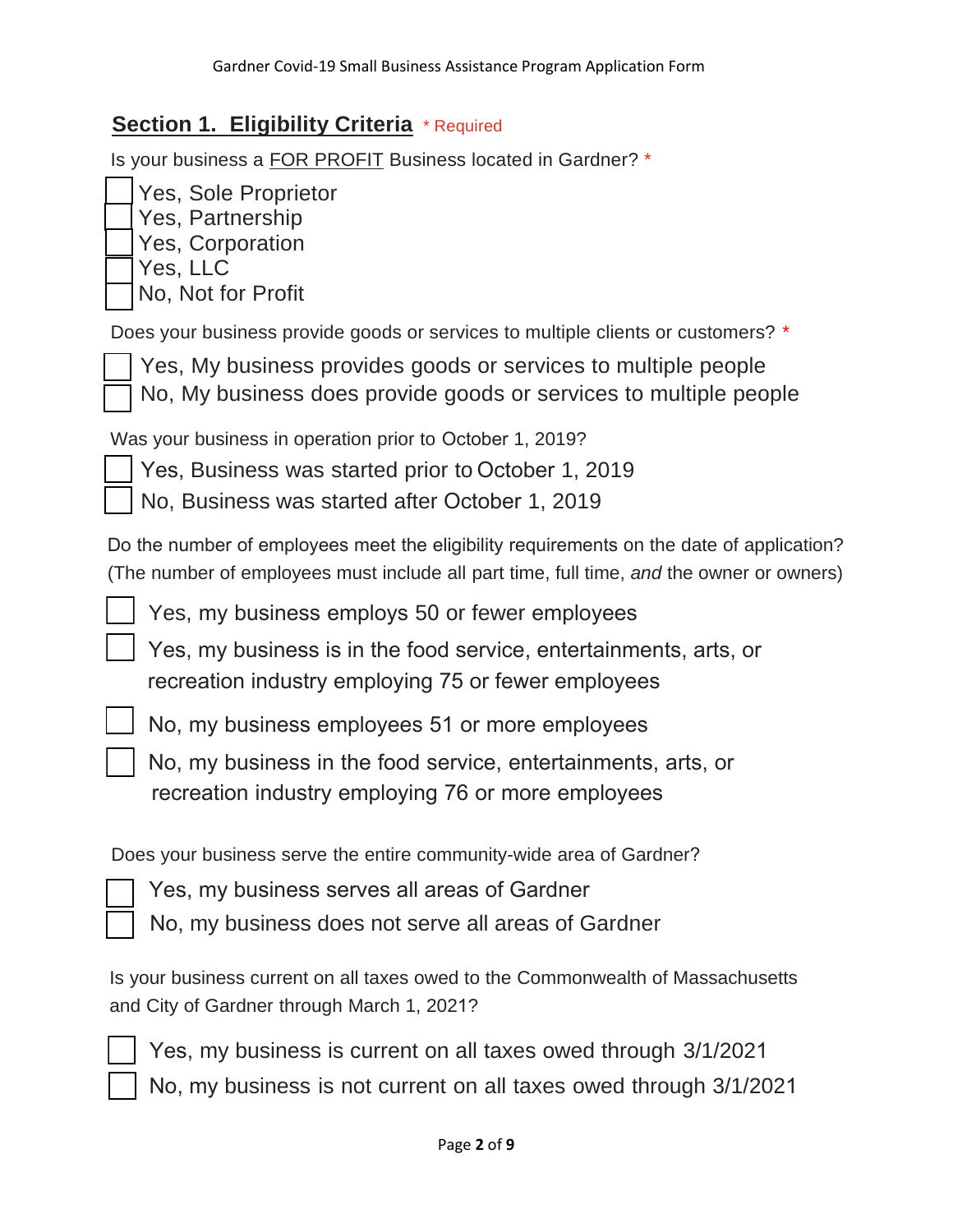## Section 1. Eligibility Criteria * Required

Is your business a FOR PROFIT Business located in Gardner? *

- [ ] Yes, Sole Proprietor
- [ ] Yes, Partnership
- [ ] Yes, Corporation
- [ ] Yes, LLC
- [ ] No, Not for Profit

Does your business provide goods or services to multiple clients or customers? *

- [ ] Yes, My business provides goods or services to multiple people
- [ ] No, My business does provide goods or services to multiple people

Was your business in operation prior to October 1, 2019?

- [ ] Yes, Business was started prior to October 1, 2019
- [ ] No, Business was started after October 1, 2019

Do the number of employees meet the eligibility requirements on the date of application? (The number of employees must include all part time, full time, *and* the owner or owners)

- [ ] Yes, my business employs 50 or fewer employees
- [ ] Yes, my business is in the food service, entertainments, arts, or recreation industry employing 75 or fewer employees
- [ ] No, my business employees 51 or more employees
- [ ] No, my business in the food service, entertainments, arts, or recreation industry employing 76 or more employees

Does your business serve the entire community-wide area of Gardner?

- [ ] Yes, my business serves all areas of Gardner
- [ ] No, my business does not serve all areas of Gardner

Is your business current on all taxes owed to the Commonwealth of Massachusetts and City of Gardner through March 1, 2021?

- [ ] Yes, my business is current on all taxes owed through 3/1/2021
- [ ] No, my business is not current on all taxes owed through 3/1/2021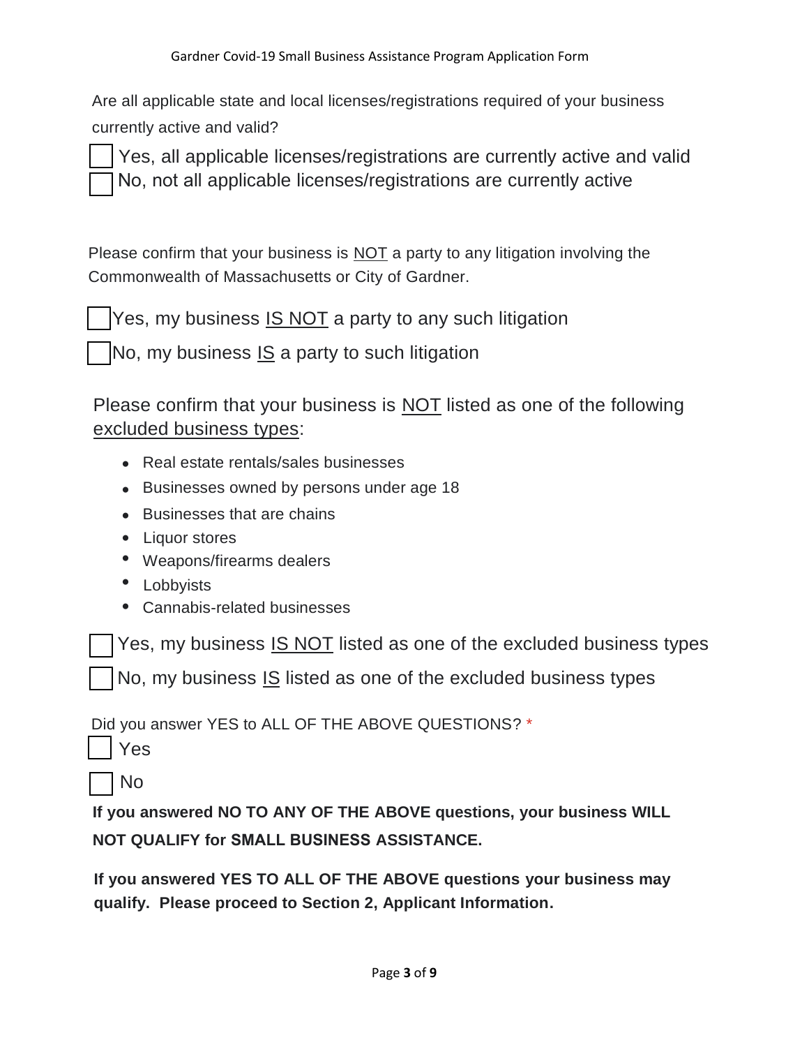Are all applicable state and local licenses/registrations required of your business currently active and valid?

☐ Yes, all applicable licenses/registrations are currently active and valid
☐ No, not all applicable licenses/registrations are currently active

Please confirm that your business is <u>NOT</u> a party to any litigation involving the Commonwealth of Massachusetts or City of Gardner.

☐ Yes, my business <u>IS NOT</u> a party to any such litigation

☐ No, my business <u>IS</u> a party to such litigation

Please confirm that your business is <u>NOT</u> listed as one of the following <u>excluded business types</u>:

- Real estate rentals/sales businesses
- Businesses owned by persons under age 18
- Businesses that are chains
- Liquor stores
- Weapons/firearms dealers
- Lobbyists
- Cannabis-related businesses

☐ Yes, my business <u>IS NOT</u> listed as one of the excluded business types

☐ No, my business <u>IS</u> listed as one of the excluded business types

Did you answer YES to ALL OF THE ABOVE QUESTIONS? *

☐ Yes

☐ No

**If you answered NO TO ANY OF THE ABOVE questions, your business WILL NOT QUALIFY for SMALL BUSINESS ASSISTANCE.**

**If you answered YES TO ALL OF THE ABOVE questions your business may qualify. Please proceed to Section 2, Applicant Information.**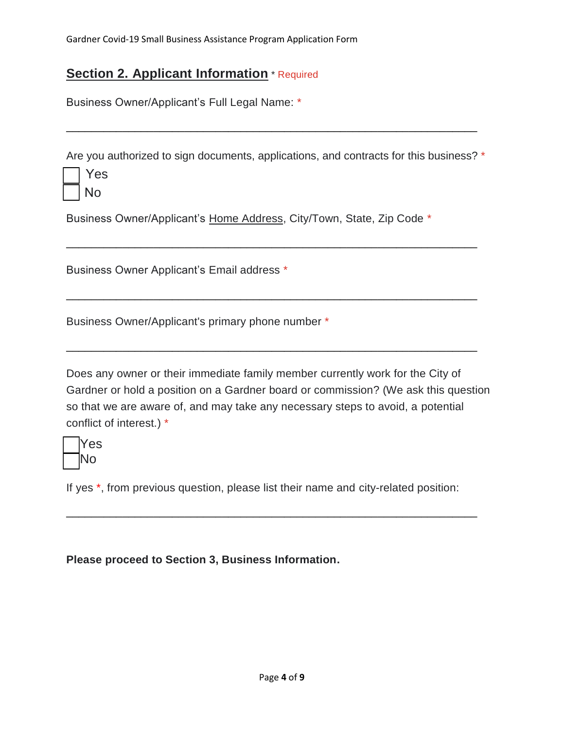## **Section 2. Applicant Information** * Required

Business Owner/Applicant's Full Legal Name: *

\_\_\_\_\_\_\_\_\_\_\_\_\_\_\_\_\_\_\_\_\_\_\_\_\_\_\_\_\_\_\_\_\_\_\_\_\_\_\_\_\_\_\_\_\_\_\_\_\_\_\_\_\_\_\_\_\_\_\_\_

Are you authorized to sign documents, applications, and contracts for this business? *

- [ ] Yes
- [ ] No

Business Owner/Applicant's Home Address, City/Town, State, Zip Code *

\_\_\_\_\_\_\_\_\_\_\_\_\_\_\_\_\_\_\_\_\_\_\_\_\_\_\_\_\_\_\_\_\_\_\_\_\_\_\_\_\_\_\_\_\_\_\_\_\_\_\_\_\_\_\_\_\_\_\_\_

Business Owner Applicant's Email address *

\_\_\_\_\_\_\_\_\_\_\_\_\_\_\_\_\_\_\_\_\_\_\_\_\_\_\_\_\_\_\_\_\_\_\_\_\_\_\_\_\_\_\_\_\_\_\_\_\_\_\_\_\_\_\_\_\_\_\_\_

Business Owner/Applicant's primary phone number *

\_\_\_\_\_\_\_\_\_\_\_\_\_\_\_\_\_\_\_\_\_\_\_\_\_\_\_\_\_\_\_\_\_\_\_\_\_\_\_\_\_\_\_\_\_\_\_\_\_\_\_\_\_\_\_\_\_\_\_\_

Does any owner or their immediate family member currently work for the City of Gardner or hold a position on a Gardner board or commission? (We ask this question so that we are aware of, and may take any necessary steps to avoid, a potential conflict of interest.) *

- [ ] Yes
- [ ] No

If yes *, from previous question, please list their name and city-related position:

\_\_\_\_\_\_\_\_\_\_\_\_\_\_\_\_\_\_\_\_\_\_\_\_\_\_\_\_\_\_\_\_\_\_\_\_\_\_\_\_\_\_\_\_\_\_\_\_\_\_\_\_\_\_\_\_\_\_\_\_

**Please proceed to Section 3, Business Information.**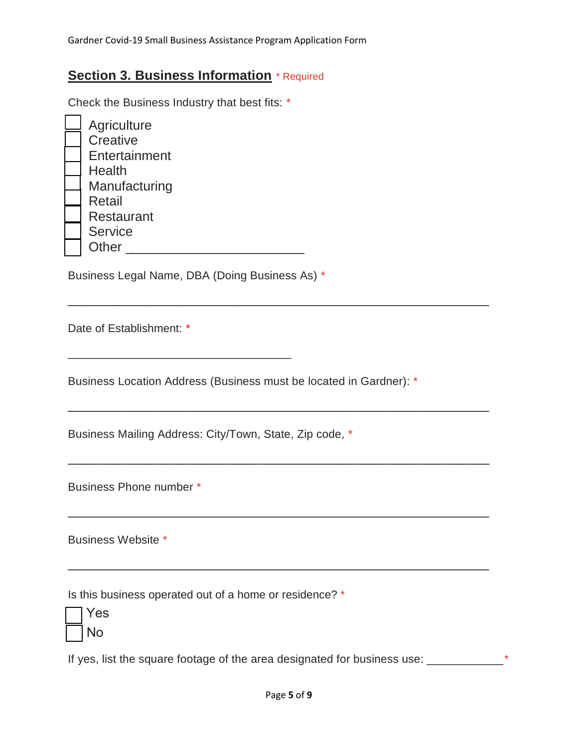## Section 3. Business Information * Required

Check the Business Industry that best fits: *

- ☐ Agriculture
- ☐ Creative
- ☐ Entertainment
- ☐ Health
- ☐ Manufacturing
- ☐ Retail
- ☐ Restaurant
- ☐ Service
- ☐ Other ________________________

Business Legal Name, DBA (Doing Business As) *

______________________________________________________________

Date of Establishment: *

_________________________________

Business Location Address (Business must be located in Gardner): *

______________________________________________________________

Business Mailing Address: City/Town, State, Zip code, *

______________________________________________________________

Business Phone number *

______________________________________________________________

Business Website *

______________________________________________________________

Is this business operated out of a home or residence? *

- ☐ Yes
- ☐ No

If yes, list the square footage of the area designated for business use: ____________*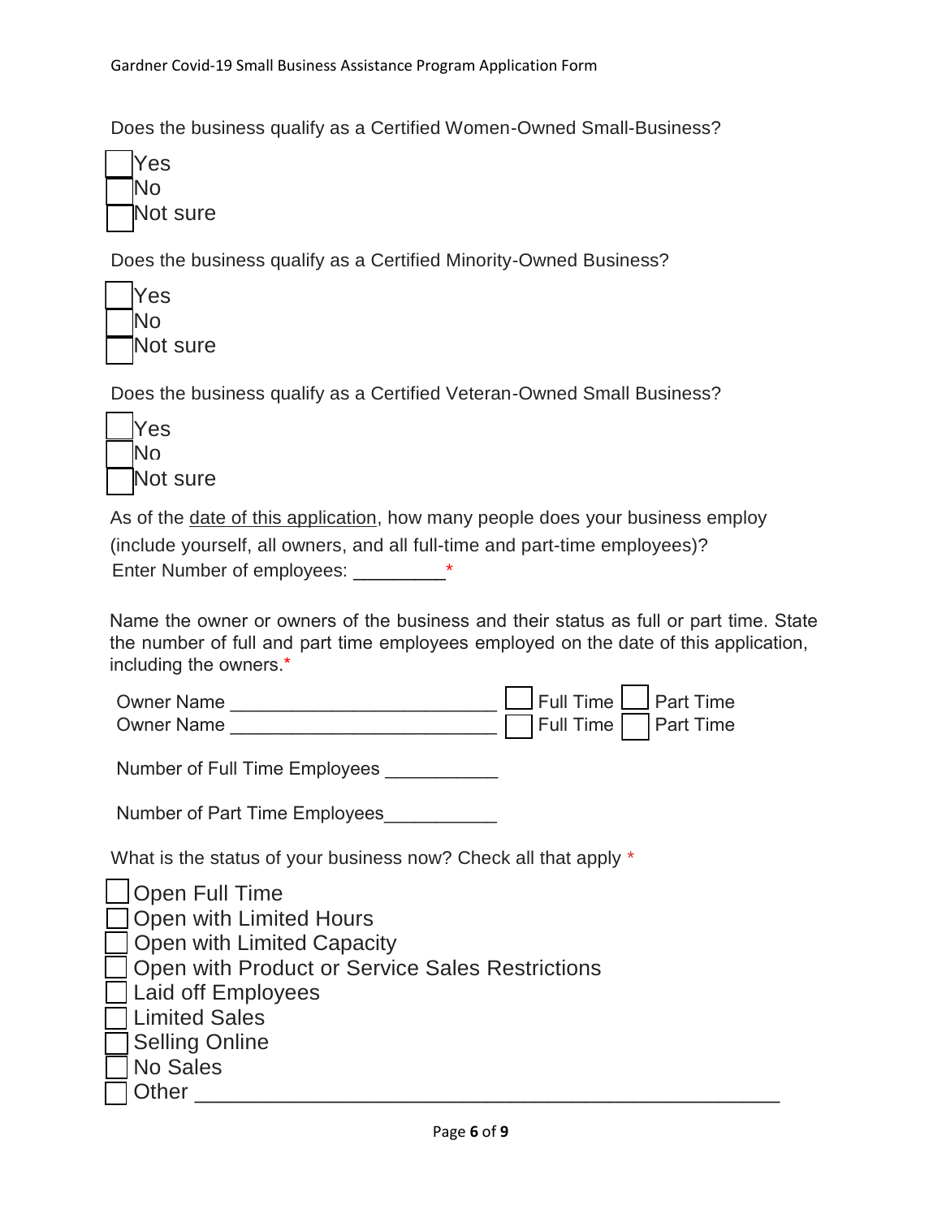Does the business qualify as a Certified Women-Owned Small-Business?

- ☐ Yes
- ☐ No
- ☐ Not sure

Does the business qualify as a Certified Minority-Owned Business?

- ☐ Yes
- ☐ No
- ☐ Not sure

Does the business qualify as a Certified Veteran-Owned Small Business?

- ☐ Yes
- ☐ No
- ☐ Not sure

As of the <u>date of this application</u>, how many people does your business employ (include yourself, all owners, and all full-time and part-time employees)?

Enter Number of employees: _________*

Name the owner or owners of the business and their status as full or part time. State the number of full and part time employees employed on the date of this application, including the owners.*

Owner Name _________________________ ☐ Full Time ☐ Part Time

Owner Name _________________________ ☐ Full Time ☐ Part Time

Number of Full Time Employees ___________

Number of Part Time Employees___________

What is the status of your business now? Check all that apply *

- ☐ Open Full Time
- ☐ Open with Limited Hours
- ☐ Open with Limited Capacity
- ☐ Open with Product or Service Sales Restrictions
- ☐ Laid off Employees
- ☐ Limited Sales
- ☐ Selling Online
- ☐ No Sales
- ☐ Other _______________________________________________________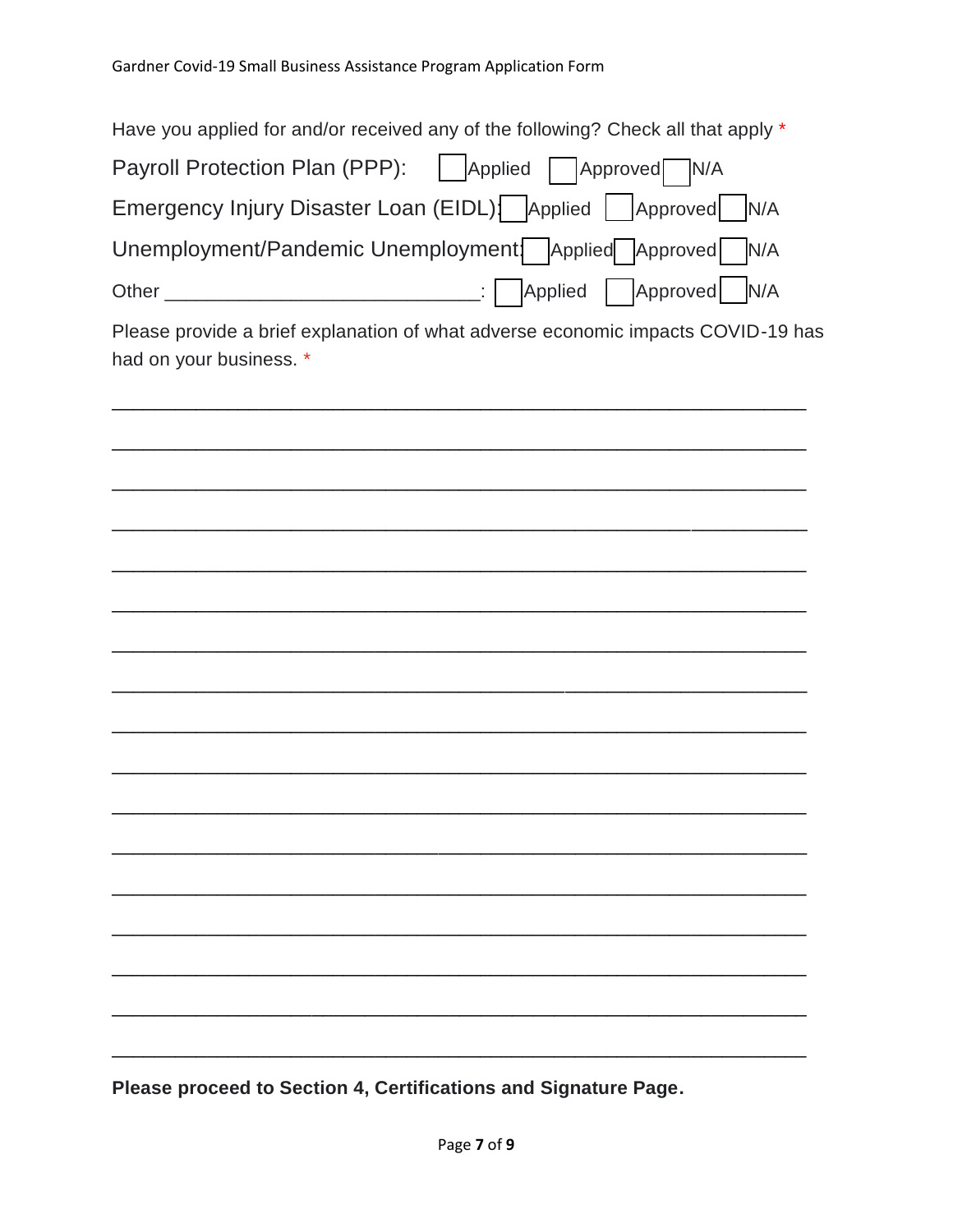Have you applied for and/or received any of the following? Check all that apply *

Payroll Protection Plan (PPP): ☐ Applied ☐ Approved ☐ N/A

Emergency Injury Disaster Loan (EIDL): ☐ Applied ☐ Approved ☐ N/A

Unemployment/Pandemic Unemployment: ☐ Applied ☐ Approved ☐ N/A

Other ____________________________: ☐ Applied ☐ Approved ☐ N/A

Please provide a brief explanation of what adverse economic impacts COVID-19 has had on your business. *

_______________________________________________________________

_______________________________________________________________

_______________________________________________________________

_______________________________________________________________

_______________________________________________________________

_______________________________________________________________

_______________________________________________________________

_______________________________________________________________

_______________________________________________________________

_______________________________________________________________

_______________________________________________________________

_______________________________________________________________

_______________________________________________________________

_______________________________________________________________

_______________________________________________________________

_______________________________________________________________

_______________________________________________________________

**Please proceed to Section 4, Certifications and Signature Page.**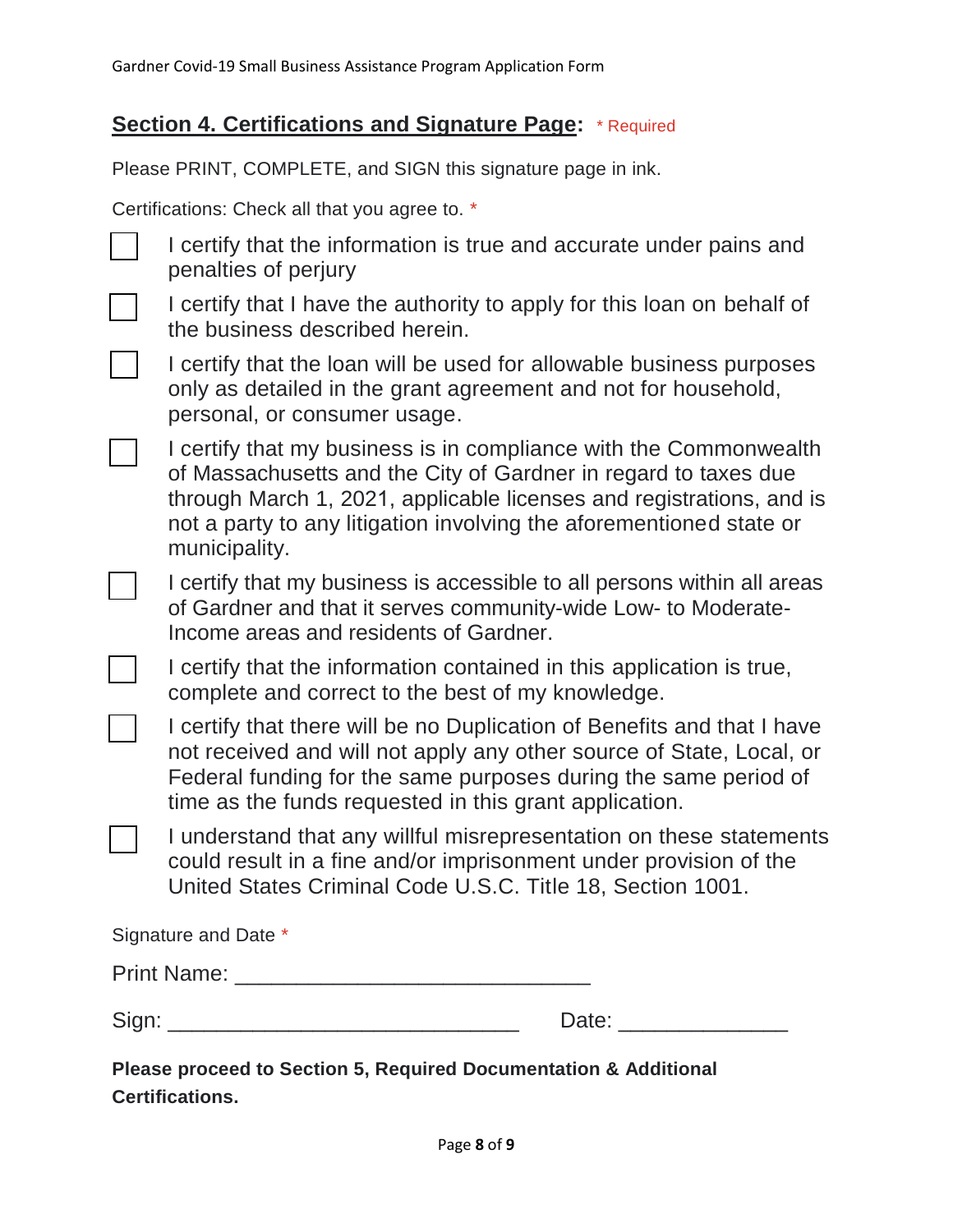## **Section 4. Certifications and Signature Page**: * Required

Please PRINT, COMPLETE, and SIGN this signature page in ink.

Certifications: Check all that you agree to. *

- ☐ I certify that the information is true and accurate under pains and penalties of perjury
- ☐ I certify that I have the authority to apply for this loan on behalf of the business described herein.
- ☐ I certify that the loan will be used for allowable business purposes only as detailed in the grant agreement and not for household, personal, or consumer usage.
- ☐ I certify that my business is in compliance with the Commonwealth of Massachusetts and the City of Gardner in regard to taxes due through March 1, 2021, applicable licenses and registrations, and is not a party to any litigation involving the aforementioned state or municipality.
- ☐ I certify that my business is accessible to all persons within all areas of Gardner and that it serves community-wide Low- to Moderate-Income areas and residents of Gardner.
- ☐ I certify that the information contained in this application is true, complete and correct to the best of my knowledge.
- ☐ I certify that there will be no Duplication of Benefits and that I have not received and will not apply any other source of State, Local, or Federal funding for the same purposes during the same period of time as the funds requested in this grant application.
- ☐ I understand that any willful misrepresentation on these statements could result in a fine and/or imprisonment under provision of the United States Criminal Code U.S.C. Title 18, Section 1001.

Signature and Date *

Print Name: ______________________________

Sign: ______________________________ Date: ______________

**Please proceed to Section 5, Required Documentation & Additional Certifications.**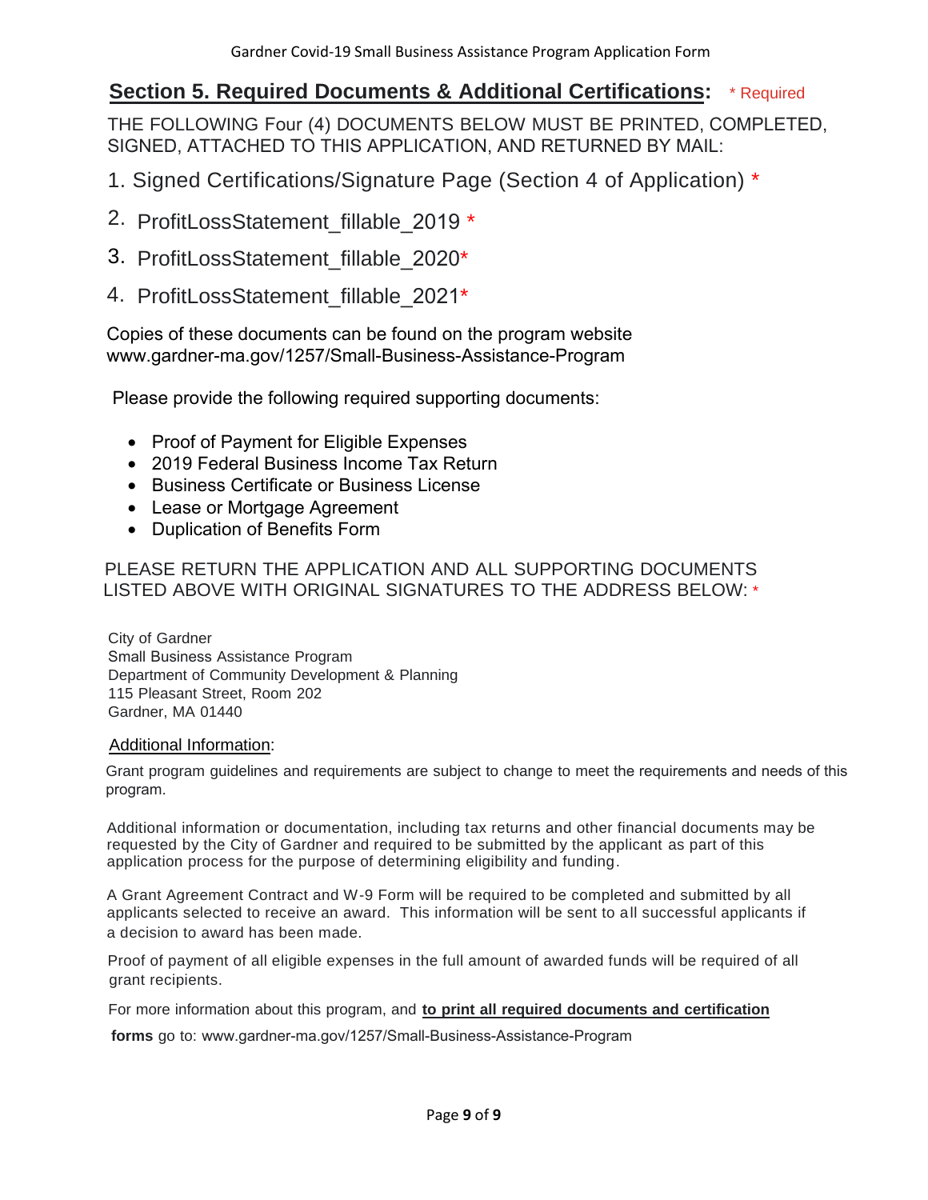## **Section 5. Required Documents & Additional Certifications:** * Required

THE FOLLOWING Four (4) DOCUMENTS BELOW MUST BE PRINTED, COMPLETED, SIGNED, ATTACHED TO THIS APPLICATION, AND RETURNED BY MAIL:

1. Signed Certifications/Signature Page (Section 4 of Application) *
2. ProfitLossStatement_fillable_2019 *
3. ProfitLossStatement_fillable_2020*
4. ProfitLossStatement_fillable_2021*

Copies of these documents can be found on the program website www.gardner-ma.gov/1257/Small-Business-Assistance-Program

Please provide the following required supporting documents:

- Proof of Payment for Eligible Expenses
- 2019 Federal Business Income Tax Return
- Business Certificate or Business License
- Lease or Mortgage Agreement
- Duplication of Benefits Form

PLEASE RETURN THE APPLICATION AND ALL SUPPORTING DOCUMENTS LISTED ABOVE WITH ORIGINAL SIGNATURES TO THE ADDRESS BELOW: *

City of Gardner
Small Business Assistance Program
Department of Community Development & Planning
115 Pleasant Street, Room 202
Gardner, MA 01440

Additional Information:

Grant program guidelines and requirements are subject to change to meet the requirements and needs of this program.

Additional information or documentation, including tax returns and other financial documents may be requested by the City of Gardner and required to be submitted by the applicant as part of this application process for the purpose of determining eligibility and funding.

A Grant Agreement Contract and W-9 Form will be required to be completed and submitted by all applicants selected to receive an award. This information will be sent to all successful applicants if a decision to award has been made.

Proof of payment of all eligible expenses in the full amount of awarded funds will be required of all grant recipients.

For more information about this program, and **to print all required documents and certification forms** go to: www.gardner-ma.gov/1257/Small-Business-Assistance-Program